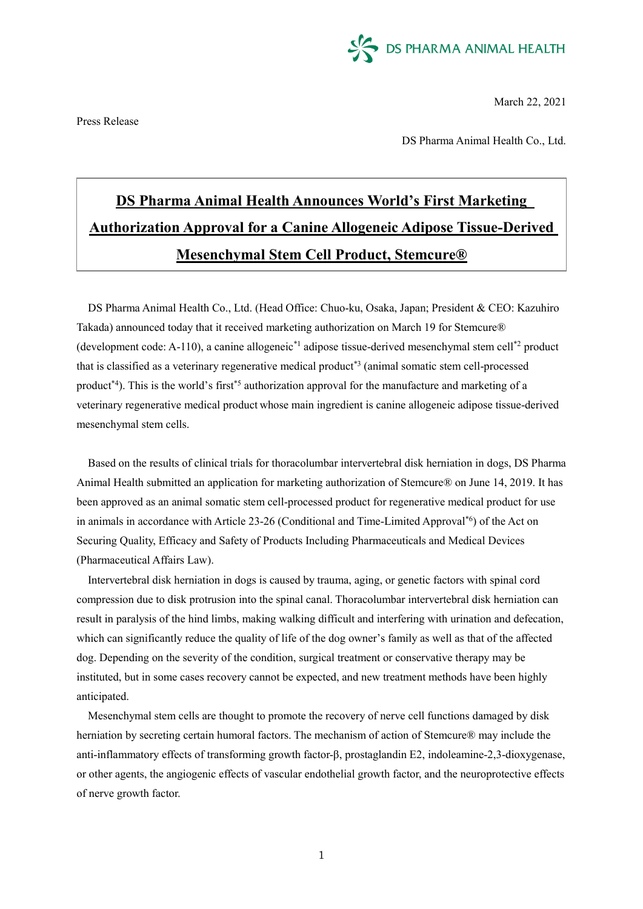DS PHARMA ANIMAL HEALTH

March 22, 2021

Press Release

DS Pharma Animal Health Co., Ltd.

# DS Pharma Animal Health Announces World's First Marketing Authorization Approval for a Canine Allogeneic Adipose Tissue-Derived Mesenchymal Stem Cell Product, Stemcure®

DS Pharma Animal Health Co., Ltd. (Head Office: Chuo-ku, Osaka, Japan; President & CEO: Kazuhiro Takada) announced today that it received marketing authorization on March 19 for Stemcure® (development code: A-110), a canine allogeneic[*1] adipose tissue-derived mesenchymal stem cell[*2] product that is classified as a veterinary regenerative medical product[*3] (animal somatic stem cell-processed product[*4]). This is the world's first[*5] authorization approval for the manufacture and marketing of a veterinary regenerative medical product whose main ingredient is canine allogeneic adipose tissue-derived mesenchymal stem cells.

Based on the results of clinical trials for thoracolumbar intervertebral disk herniation in dogs, DS Pharma Animal Health submitted an application for marketing authorization of Stemcure® on June 14, 2019. It has been approved as an animal somatic stem cell-processed product for regenerative medical product for use in animals in accordance with Article 23-26 (Conditional and Time-Limited Approval[*6]) of the Act on Securing Quality, Efficacy and Safety of Products Including Pharmaceuticals and Medical Devices (Pharmaceutical Affairs Law).

Intervertebral disk herniation in dogs is caused by trauma, aging, or genetic factors with spinal cord compression due to disk protrusion into the spinal canal. Thoracolumbar intervertebral disk herniation can result in paralysis of the hind limbs, making walking difficult and interfering with urination and defecation, which can significantly reduce the quality of life of the dog owner's family as well as that of the affected dog. Depending on the severity of the condition, surgical treatment or conservative therapy may be instituted, but in some cases recovery cannot be expected, and new treatment methods have been highly anticipated.

Mesenchymal stem cells are thought to promote the recovery of nerve cell functions damaged by disk herniation by secreting certain humoral factors. The mechanism of action of Stemcure® may include the anti-inflammatory effects of transforming growth factor-β, prostaglandin E2, indoleamine-2,3-dioxygenase, or other agents, the angiogenic effects of vascular endothelial growth factor, and the neuroprotective effects of nerve growth factor.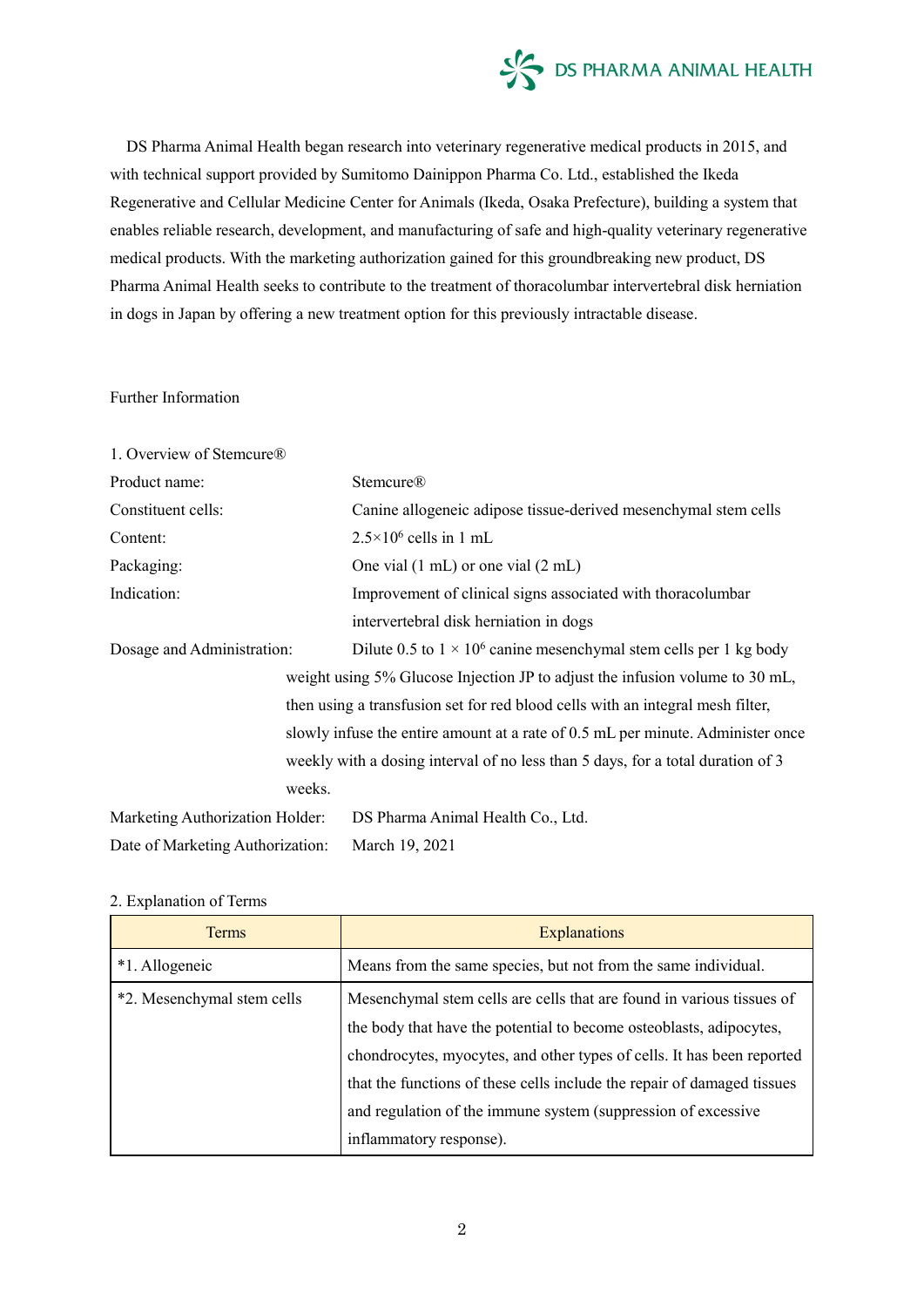DS Pharma Animal Health began research into veterinary regenerative medical products in 2015, and with technical support provided by Sumitomo Dainippon Pharma Co. Ltd., established the Ikeda Regenerative and Cellular Medicine Center for Animals (Ikeda, Osaka Prefecture), building a system that enables reliable research, development, and manufacturing of safe and high-quality veterinary regenerative medical products. With the marketing authorization gained for this groundbreaking new product, DS Pharma Animal Health seeks to contribute to the treatment of thoracolumbar intervertebral disk herniation in dogs in Japan by offering a new treatment option for this previously intractable disease.

Further Information

1. Overview of Stemcure®

Product name: Stemcure®

Constituent cells: Canine allogeneic adipose tissue-derived mesenchymal stem cells

Content: $2.5\times10^6$ cells in 1 mL

Packaging: One vial (1 mL) or one vial (2 mL)

Indication: Improvement of clinical signs associated with thoracolumbar intervertebral disk herniation in dogs

Dosage and Administration: Dilute 0.5 to $1 \times 10^6$ canine mesenchymal stem cells per 1 kg body weight using 5% Glucose Injection JP to adjust the infusion volume to 30 mL, then using a transfusion set for red blood cells with an integral mesh filter, slowly infuse the entire amount at a rate of 0.5 mL per minute. Administer once weekly with a dosing interval of no less than 5 days, for a total duration of 3 weeks.

Marketing Authorization Holder: DS Pharma Animal Health Co., Ltd.

Date of Marketing Authorization: March 19, 2021

2. Explanation of Terms

| Terms | Explanations |
| --- | --- |
| *1. Allogeneic | Means from the same species, but not from the same individual. |
| *2. Mesenchymal stem cells | Mesenchymal stem cells are cells that are found in various tissues of the body that have the potential to become osteoblasts, adipocytes, chondrocytes, myocytes, and other types of cells. It has been reported that the functions of these cells include the repair of damaged tissues and regulation of the immune system (suppression of excessive inflammatory response). |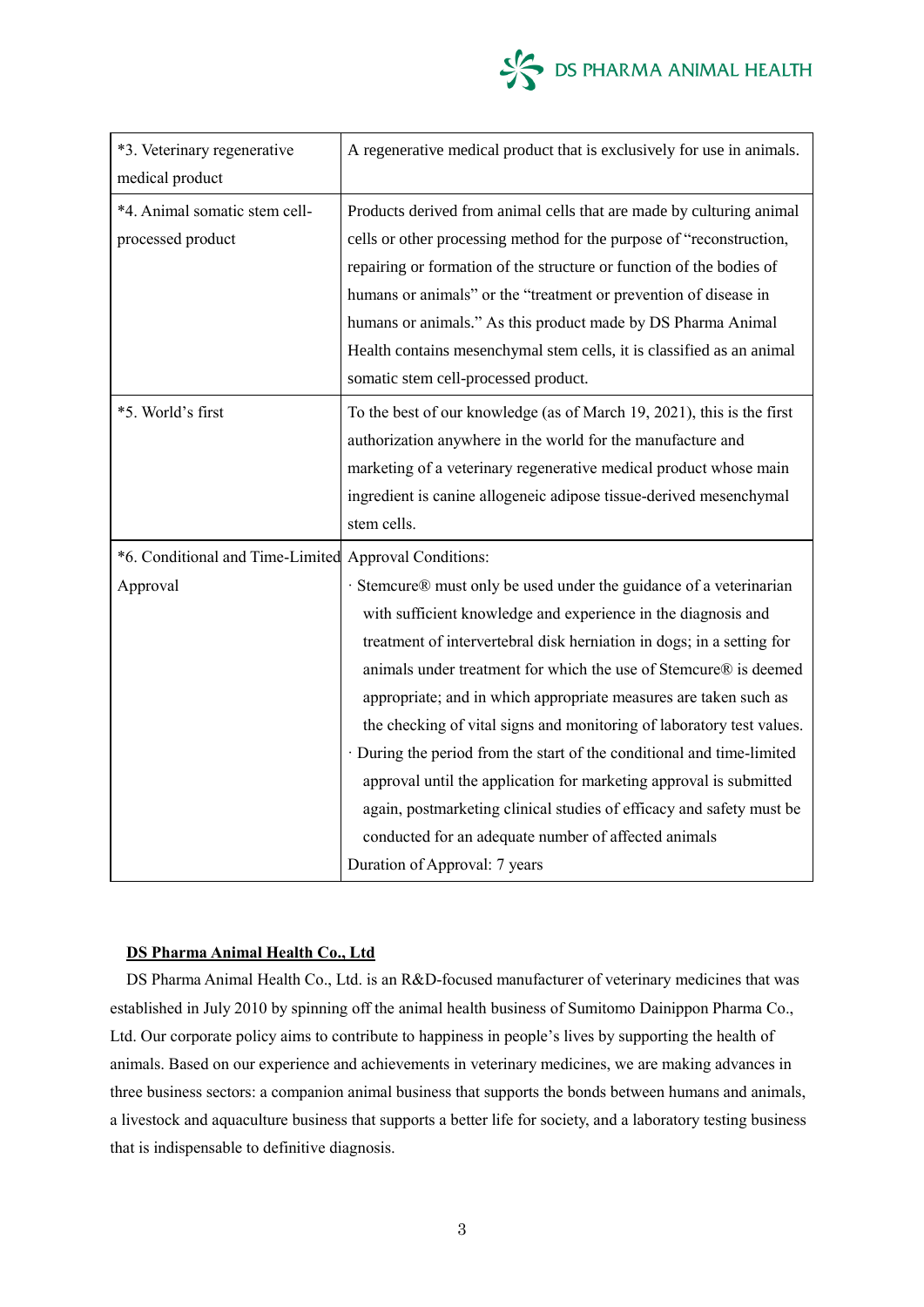| | |
|---|---|
| *3. Veterinary regenerative medical product | A regenerative medical product that is exclusively for use in animals. |
| *4. Animal somatic stem cell-processed product | Products derived from animal cells that are made by culturing animal cells or other processing method for the purpose of "reconstruction, repairing or formation of the structure or function of the bodies of humans or animals" or the "treatment or prevention of disease in humans or animals." As this product made by DS Pharma Animal Health contains mesenchymal stem cells, it is classified as an animal somatic stem cell-processed product. |
| *5. World's first | To the best of our knowledge (as of March 19, 2021), this is the first authorization anywhere in the world for the manufacture and marketing of a veterinary regenerative medical product whose main ingredient is canine allogeneic adipose tissue-derived mesenchymal stem cells. |
| *6. Conditional and Time-Limited Approval | Approval Conditions:<br>· Stemcure® must only be used under the guidance of a veterinarian with sufficient knowledge and experience in the diagnosis and treatment of intervertebral disk herniation in dogs; in a setting for animals under treatment for which the use of Stemcure® is deemed appropriate; and in which appropriate measures are taken such as the checking of vital signs and monitoring of laboratory test values.<br>· During the period from the start of the conditional and time-limited approval until the application for marketing approval is submitted again, postmarketing clinical studies of efficacy and safety must be conducted for an adequate number of affected animals<br>Duration of Approval: 7 years |

**DS Pharma Animal Health Co., Ltd**

DS Pharma Animal Health Co., Ltd. is an R&D-focused manufacturer of veterinary medicines that was established in July 2010 by spinning off the animal health business of Sumitomo Dainippon Pharma Co., Ltd. Our corporate policy aims to contribute to happiness in people's lives by supporting the health of animals. Based on our experience and achievements in veterinary medicines, we are making advances in three business sectors: a companion animal business that supports the bonds between humans and animals, a livestock and aquaculture business that supports a better life for society, and a laboratory testing business that is indispensable to definitive diagnosis.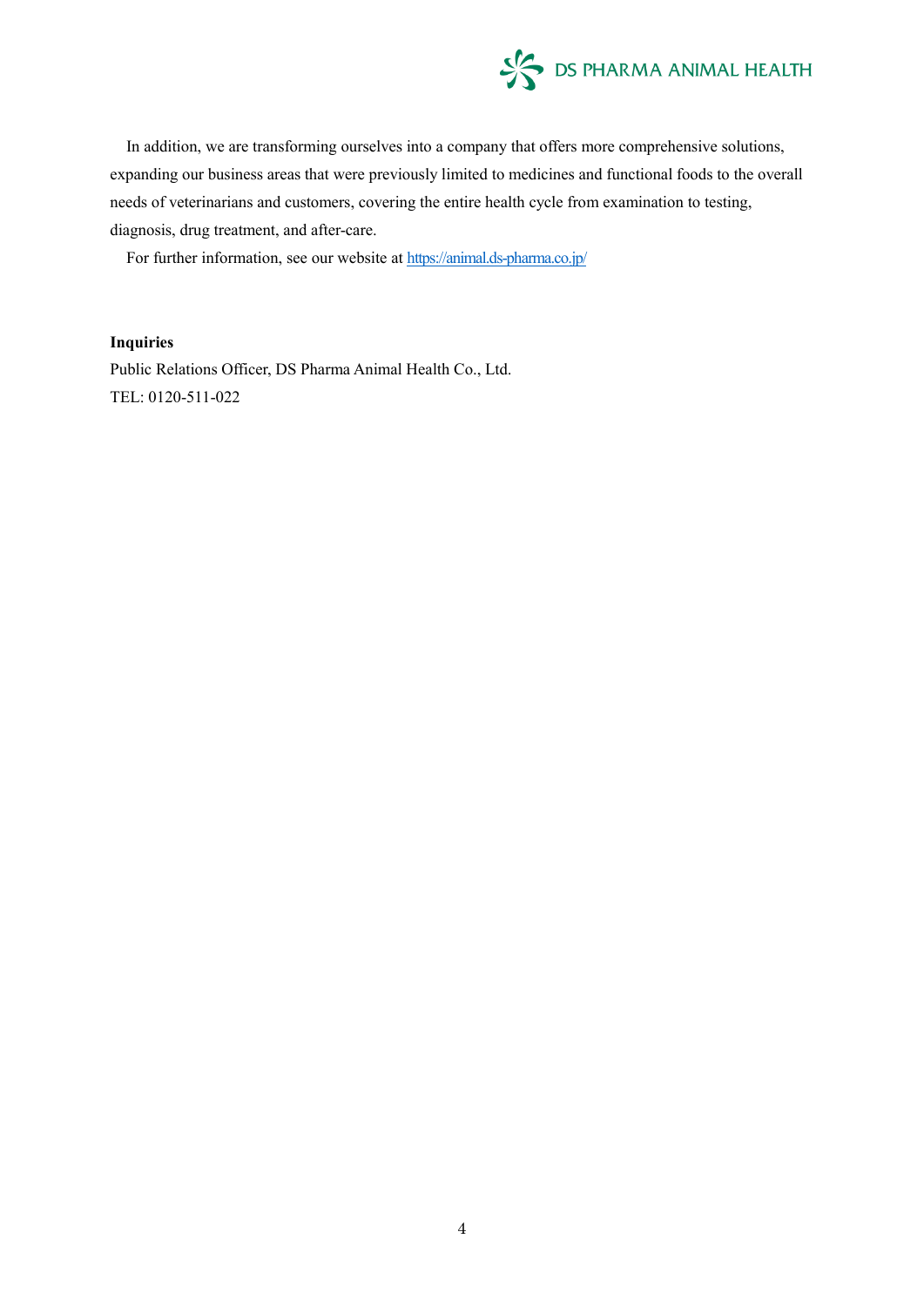In addition, we are transforming ourselves into a company that offers more comprehensive solutions, expanding our business areas that were previously limited to medicines and functional foods to the overall needs of veterinarians and customers, covering the entire health cycle from examination to testing, diagnosis, drug treatment, and after-care.

For further information, see our website at https://animal.ds-pharma.co.jp/

**Inquiries**

Public Relations Officer, DS Pharma Animal Health Co., Ltd.
TEL: 0120-511-022